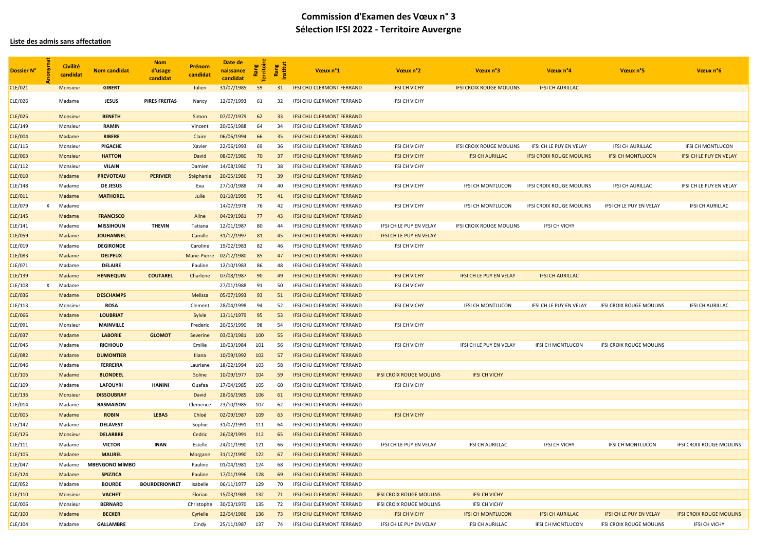# Commission d'Examen des Vœux n° 3
# Sélection IFSI 2022 - Territoire Auvergne

**Liste des admis sans affectation**

| Dossier N° | Anonymat | Civilité candidat | Nom candidat | Nom d'usage candidat | Prénom candidat | Date de naissance candidat | Rang Territoire | Rang institut | Vœux n°1 | Vœux n°2 | Vœux n°3 | Vœux n°4 | Vœux n°5 | Vœux n°6 |
|---|---|---|---|---|---|---|---|---|---|---|---|---|---|---|
| CLE/021 | | Monsieur | **GIBERT** | | Julien | 31/07/1985 | 59 | 31 | IFSI CHU CLERMONT FERRAND | IFSI CH VICHY | IFSI CROIX ROUGE MOULINS | IFSI CH AURILLAC | | |
| CLE/026 | | Madame | **JESUS** | **PIRES FREITAS** | Nancy | 12/07/1993 | 61 | 32 | IFSI CHU CLERMONT FERRAND | IFSI CH VICHY | | | | |
| CLE/025 | | Monsieur | **BENETH** | | Simon | 07/07/1979 | 62 | 33 | IFSI CHU CLERMONT FERRAND | | | | | |
| CLE/149 | | Monsieur | **RAMIN** | | Vincent | 20/05/1988 | 64 | 34 | IFSI CHU CLERMONT FERRAND | | | | | |
| CLE/004 | | Madame | **RIBERE** | | Claire | 06/06/1994 | 66 | 35 | IFSI CHU CLERMONT FERRAND | | | | | |
| CLE/115 | | Monsieur | **PIGACHE** | | Xavier | 22/06/1993 | 69 | 36 | IFSI CHU CLERMONT FERRAND | IFSI CH VICHY | IFSI CROIX ROUGE MOULINS | IFSI CH LE PUY EN VELAY | IFSI CH AURILLAC | IFSI CH MONTLUCON |
| CLE/063 | | Monsieur | **HATTON** | | David | 08/07/1980 | 70 | 37 | IFSI CHU CLERMONT FERRAND | IFSI CH VICHY | IFSI CH AURILLAC | IFSI CROIX ROUGE MOULINS | IFSI CH MONTLUCON | IFSI CH LE PUY EN VELAY |
| CLE/112 | | Monsieur | **VILAIN** | | Damien | 14/08/1980 | 71 | 38 | IFSI CHU CLERMONT FERRAND | IFSI CH VICHY | | | | |
| CLE/010 | | Madame | **PREVOTEAU** | **PERIVIER** | Stéphanie | 20/05/1986 | 73 | 39 | IFSI CHU CLERMONT FERRAND | | | | | |
| CLE/148 | | Madame | **DE JESUS** | | Eva | 27/10/1988 | 74 | 40 | IFSI CHU CLERMONT FERRAND | IFSI CH VICHY | IFSI CH MONTLUCON | IFSI CROIX ROUGE MOULINS | IFSI CH AURILLAC | IFSI CH LE PUY EN VELAY |
| CLE/011 | | Madame | **MATHOREL** | | Julie | 01/10/1999 | 75 | 41 | IFSI CHU CLERMONT FERRAND | | | | | |
| CLE/079 | X | Madame | | | | 14/07/1978 | 76 | 42 | IFSI CHU CLERMONT FERRAND | IFSI CH VICHY | IFSI CH MONTLUCON | IFSI CROIX ROUGE MOULINS | IFSI CH LE PUY EN VELAY | IFSI CH AURILLAC |
| CLE/145 | | Madame | **FRANCISCO** | | Aline | 04/09/1981 | 77 | 43 | IFSI CHU CLERMONT FERRAND | | | | | |
| CLE/141 | | Madame | **MISSIHOUN** | **THEVIN** | Tatiana | 12/01/1987 | 80 | 44 | IFSI CHU CLERMONT FERRAND | IFSI CH LE PUY EN VELAY | IFSI CROIX ROUGE MOULINS | IFSI CH VICHY | | |
| CLE/059 | | Madame | **JOUHANNEL** | | Camille | 31/12/1997 | 81 | 45 | IFSI CHU CLERMONT FERRAND | IFSI CH LE PUY EN VELAY | | | | |
| CLE/019 | | Madame | **DEGIRONDE** | | Caroline | 19/02/1983 | 82 | 46 | IFSI CHU CLERMONT FERRAND | IFSI CH VICHY | | | | |
| CLE/083 | | Madame | **DELPEUX** | | Marie-Pierre | 02/12/1980 | 85 | 47 | IFSI CHU CLERMONT FERRAND | | | | | |
| CLE/071 | | Madame | **DELAIRE** | | Pauline | 12/10/1983 | 86 | 48 | IFSI CHU CLERMONT FERRAND | | | | | |
| CLE/139 | | Madame | **HENNEQUIN** | **COUTAREL** | Charlene | 07/08/1987 | 90 | 49 | IFSI CHU CLERMONT FERRAND | IFSI CH VICHY | IFSI CH LE PUY EN VELAY | IFSI CH AURILLAC | | |
| CLE/108 | X | Madame | | | | 27/01/1988 | 91 | 50 | IFSI CHU CLERMONT FERRAND | IFSI CH VICHY | | | | |
| CLE/036 | | Madame | **DESCHAMPS** | | Melissa | 05/07/1993 | 93 | 51 | IFSI CHU CLERMONT FERRAND | | | | | |
| CLE/113 | | Monsieur | **ROSA** | | Clement | 28/04/1998 | 94 | 52 | IFSI CHU CLERMONT FERRAND | IFSI CH VICHY | IFSI CH MONTLUCON | IFSI CH LE PUY EN VELAY | IFSI CROIX ROUGE MOULINS | IFSI CH AURILLAC |
| CLE/066 | | Madame | **LOUBRIAT** | | Sylvie | 13/11/1979 | 95 | 53 | IFSI CHU CLERMONT FERRAND | | | | | |
| CLE/091 | | Monsieur | **MAINVILLE** | | Frederic | 20/05/1990 | 98 | 54 | IFSI CHU CLERMONT FERRAND | IFSI CH VICHY | | | | |
| CLE/037 | | Madame | **LABORIE** | **GLOMOT** | Severine | 03/03/1981 | 100 | 55 | IFSI CHU CLERMONT FERRAND | | | | | |
| CLE/045 | | Madame | **RICHIOUD** | | Emilie | 10/03/1984 | 101 | 56 | IFSI CHU CLERMONT FERRAND | IFSI CH VICHY | IFSI CH LE PUY EN VELAY | IFSI CH MONTLUCON | IFSI CROIX ROUGE MOULINS | |
| CLE/082 | | Madame | **DUMONTIER** | | Iliana | 10/09/1992 | 102 | 57 | IFSI CHU CLERMONT FERRAND | | | | | |
| CLE/046 | | Madame | **FERREIRA** | | Lauriane | 18/02/1994 | 103 | 58 | IFSI CHU CLERMONT FERRAND | | | | | |
| CLE/106 | | Madame | **BLONDEEL** | | Soline | 10/09/1977 | 104 | 59 | IFSI CHU CLERMONT FERRAND | IFSI CROIX ROUGE MOULINS | IFSI CH VICHY | | | |
| CLE/109 | | Madame | **LAFOUYRI** | **HANINI** | Ouafaa | 17/04/1985 | 105 | 60 | IFSI CHU CLERMONT FERRAND | IFSI CH VICHY | | | | |
| CLE/136 | | Monsieur | **DISSOUBRAY** | | David | 28/06/1985 | 106 | 61 | IFSI CHU CLERMONT FERRAND | | | | | |
| CLE/014 | | Madame | **BASMAISON** | | Clemence | 23/10/1985 | 107 | 62 | IFSI CHU CLERMONT FERRAND | | | | | |
| CLE/005 | | Madame | **ROBIN** | **LEBAS** | Chloé | 02/09/1987 | 109 | 63 | IFSI CHU CLERMONT FERRAND | IFSI CH VICHY | | | | |
| CLE/142 | | Madame | **DELAVEST** | | Sophie | 31/07/1991 | 111 | 64 | IFSI CHU CLERMONT FERRAND | | | | | |
| CLE/125 | | Monsieur | **DELARBRE** | | Cedric | 26/08/1991 | 112 | 65 | IFSI CHU CLERMONT FERRAND | | | | | |
| CLE/111 | | Madame | **VICTOR** | **INAN** | Estelle | 24/01/1990 | 121 | 66 | IFSI CHU CLERMONT FERRAND | IFSI CH LE PUY EN VELAY | IFSI CH AURILLAC | IFSI CH VICHY | IFSI CH MONTLUCON | IFSI CROIX ROUGE MOULINS |
| CLE/105 | | Madame | **MAUREL** | | Morgane | 31/12/1990 | 122 | 67 | IFSI CHU CLERMONT FERRAND | | | | | |
| CLE/047 | | Madame | **MBENGONO MIMBO** | | Pauline | 01/04/1981 | 124 | 68 | IFSI CHU CLERMONT FERRAND | | | | | |
| CLE/124 | | Madame | **SPIZZICA** | | Pauline | 17/01/1996 | 128 | 69 | IFSI CHU CLERMONT FERRAND | | | | | |
| CLE/052 | | Madame | **BOURDE** | **BOURDERIONNET** | Isabelle | 06/11/1977 | 129 | 70 | IFSI CHU CLERMONT FERRAND | | | | | |
| CLE/110 | | Monsieur | **VACHET** | | Florian | 15/03/1989 | 132 | 71 | IFSI CHU CLERMONT FERRAND | IFSI CROIX ROUGE MOULINS | IFSI CH VICHY | | | |
| CLE/006 | | Monsieur | **BERNARD** | | Christophe | 30/03/1970 | 135 | 72 | IFSI CHU CLERMONT FERRAND | IFSI CROIX ROUGE MOULINS | IFSI CH VICHY | | | |
| CLE/100 | | Madame | **BECKER** | | Cyrielle | 22/04/1986 | 136 | 73 | IFSI CHU CLERMONT FERRAND | IFSI CH VICHY | IFSI CH MONTLUCON | IFSI CH AURILLAC | IFSI CH LE PUY EN VELAY | IFSI CROIX ROUGE MOULINS |
| CLE/104 | | Madame | **GALLAMBRE** | | Cindy | 25/11/1987 | 137 | 74 | IFSI CHU CLERMONT FERRAND | IFSI CH LE PUY EN VELAY | IFSI CH AURILLAC | IFSI CH MONTLUCON | IFSI CROIX ROUGE MOULINS | IFSI CH VICHY |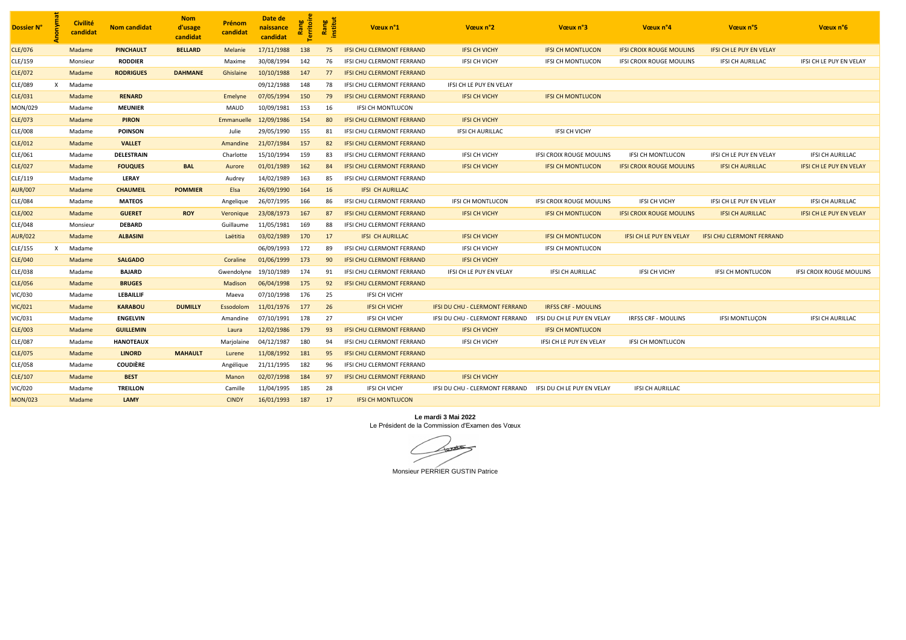| Dossier N° | Anonymat | Civilité candidat | Nom candidat | Nom d'usage candidat | Prénom candidat | Date de naissance candidat | Rang Territoire | Rang institut | Vœux n°1 | Vœux n°2 | Vœux n°3 | Vœux n°4 | Vœux n°5 | Vœux n°6 |
|---|---|---|---|---|---|---|---|---|---|---|---|---|---|---|
| CLE/076 | | Madame | **PINCHAULT** | **BELLARD** | Melanie | 17/11/1988 | 138 | 75 | IFSI CHU CLERMONT FERRAND | IFSI CH VICHY | IFSI CH MONTLUCON | IFSI CROIX ROUGE MOULINS | IFSI CH LE PUY EN VELAY | |
| CLE/159 | | Monsieur | **RODDIER** | | Maxime | 30/08/1994 | 142 | 76 | IFSI CHU CLERMONT FERRAND | IFSI CH VICHY | IFSI CH MONTLUCON | IFSI CROIX ROUGE MOULINS | IFSI CH AURILLAC | IFSI CH LE PUY EN VELAY |
| CLE/072 | | Madame | **RODRIGUES** | **DAHMANE** | Ghislaine | 10/10/1988 | 147 | 77 | IFSI CHU CLERMONT FERRAND | | | | | |
| CLE/089 | X | Madame | | | | 09/12/1988 | 148 | 78 | IFSI CHU CLERMONT FERRAND | IFSI CH LE PUY EN VELAY | | | | |
| CLE/031 | | Madame | **RENARD** | | Emelyne | 07/05/1994 | 150 | 79 | IFSI CHU CLERMONT FERRAND | IFSI CH VICHY | IFSI CH MONTLUCON | | | |
| MON/029 | | Madame | **MEUNIER** | | MAUD | 10/09/1981 | 153 | 16 | IFSI CH MONTLUCON | | | | | |
| CLE/073 | | Madame | **PIRON** | | Emmanuelle | 12/09/1986 | 154 | 80 | IFSI CHU CLERMONT FERRAND | IFSI CH VICHY | | | | |
| CLE/008 | | Madame | **POINSON** | | Julie | 29/05/1990 | 155 | 81 | IFSI CHU CLERMONT FERRAND | IFSI CH AURILLAC | IFSI CH VICHY | | | |
| CLE/012 | | Madame | **VALLET** | | Amandine | 21/07/1984 | 157 | 82 | IFSI CHU CLERMONT FERRAND | | | | | |
| CLE/061 | | Madame | **DELESTRAIN** | | Charlotte | 15/10/1994 | 159 | 83 | IFSI CHU CLERMONT FERRAND | IFSI CH VICHY | IFSI CROIX ROUGE MOULINS | IFSI CH MONTLUCON | IFSI CH LE PUY EN VELAY | IFSI CH AURILLAC |
| CLE/027 | | Madame | **FOUQUES** | **BAL** | Aurore | 01/01/1989 | 162 | 84 | IFSI CHU CLERMONT FERRAND | IFSI CH VICHY | IFSI CH MONTLUCON | IFSI CROIX ROUGE MOULINS | IFSI CH AURILLAC | IFSI CH LE PUY EN VELAY |
| CLE/119 | | Madame | **LERAY** | | Audrey | 14/02/1989 | 163 | 85 | IFSI CHU CLERMONT FERRAND | | | | | |
| AUR/007 | | Madame | **CHAUMEIL** | **POMMIER** | Elsa | 26/09/1990 | 164 | 16 | IFSI CH AURILLAC | | | | | |
| CLE/084 | | Madame | **MATEOS** | | Angelique | 26/07/1995 | 166 | 86 | IFSI CHU CLERMONT FERRAND | IFSI CH MONTLUCON | IFSI CROIX ROUGE MOULINS | IFSI CH VICHY | IFSI CH LE PUY EN VELAY | IFSI CH AURILLAC |
| CLE/002 | | Madame | **GUERET** | **ROY** | Veronique | 23/08/1973 | 167 | 87 | IFSI CHU CLERMONT FERRAND | IFSI CH VICHY | IFSI CH MONTLUCON | IFSI CROIX ROUGE MOULINS | IFSI CH AURILLAC | IFSI CH LE PUY EN VELAY |
| CLE/048 | | Monsieur | **DEBARD** | | Guillaume | 11/05/1981 | 169 | 88 | IFSI CHU CLERMONT FERRAND | | | | | |
| AUR/022 | | Madame | **ALBASINI** | | Laëtitia | 03/02/1989 | 170 | 17 | IFSI CH AURILLAC | IFSI CH VICHY | IFSI CH MONTLUCON | IFSI CH LE PUY EN VELAY | IFSI CHU CLERMONT FERRAND | |
| CLE/155 | X | Madame | | | | 06/09/1993 | 172 | 89 | IFSI CHU CLERMONT FERRAND | IFSI CH VICHY | IFSI CH MONTLUCON | | | |
| CLE/040 | | Madame | **SALGADO** | | Coraline | 01/06/1999 | 173 | 90 | IFSI CHU CLERMONT FERRAND | IFSI CH VICHY | | | | |
| CLE/038 | | Madame | **BAJARD** | | Gwendolyne | 19/10/1989 | 174 | 91 | IFSI CHU CLERMONT FERRAND | IFSI CH LE PUY EN VELAY | IFSI CH AURILLAC | IFSI CH VICHY | IFSI CH MONTLUCON | IFSI CROIX ROUGE MOULINS |
| CLE/056 | | Madame | **BRUGES** | | Madison | 06/04/1998 | 175 | 92 | IFSI CHU CLERMONT FERRAND | | | | | |
| VIC/030 | | Madame | **LEBAILLIF** | | Maeva | 07/10/1998 | 176 | 25 | IFSI CH VICHY | | | | | |
| VIC/021 | | Madame | **KARABOU** | **DUMILLY** | Essodolom | 11/01/1976 | 177 | 26 | IFSI CH VICHY | IFSI DU CHU - CLERMONT FERRAND | IRFSS CRF - MOULINS | | | |
| VIC/031 | | Madame | **ENGELVIN** | | Amandine | 07/10/1991 | 178 | 27 | IFSI CH VICHY | IFSI DU CHU - CLERMONT FERRAND | IFSI DU CH LE PUY EN VELAY | IRFSS CRF - MOULINS | IFSI MONTLUÇON | IFSI CH AURILLAC |
| CLE/003 | | Madame | **GUILLEMIN** | | Laura | 12/02/1986 | 179 | 93 | IFSI CHU CLERMONT FERRAND | IFSI CH VICHY | IFSI CH MONTLUCON | | | |
| CLE/087 | | Madame | **HANOTEAUX** | | Marjolaine | 04/12/1987 | 180 | 94 | IFSI CHU CLERMONT FERRAND | IFSI CH VICHY | IFSI CH LE PUY EN VELAY | IFSI CH MONTLUCON | | |
| CLE/075 | | Madame | **LINORD** | **MAHAULT** | Lurene | 11/08/1992 | 181 | 95 | IFSI CHU CLERMONT FERRAND | | | | | |
| CLE/058 | | Madame | **COUDIÈRE** | | Angélique | 21/11/1995 | 182 | 96 | IFSI CHU CLERMONT FERRAND | | | | | |
| CLE/107 | | Madame | **BEST** | | Manon | 02/07/1998 | 184 | 97 | IFSI CHU CLERMONT FERRAND | IFSI CH VICHY | | | | |
| VIC/020 | | Madame | **TREILLON** | | Camille | 11/04/1995 | 185 | 28 | IFSI CH VICHY | IFSI DU CHU - CLERMONT FERRAND | IFSI DU CH LE PUY EN VELAY | IFSI CH AURILLAC | | |
| MON/023 | | Madame | **LAMY** | | CINDY | 16/01/1993 | 187 | 17 | IFSI CH MONTLUCON | | | | | |

**Le mardi 3 Mai 2022**

Le Président de la Commission d'Examen des Vœux

Monsieur PERRIER GUSTIN Patrice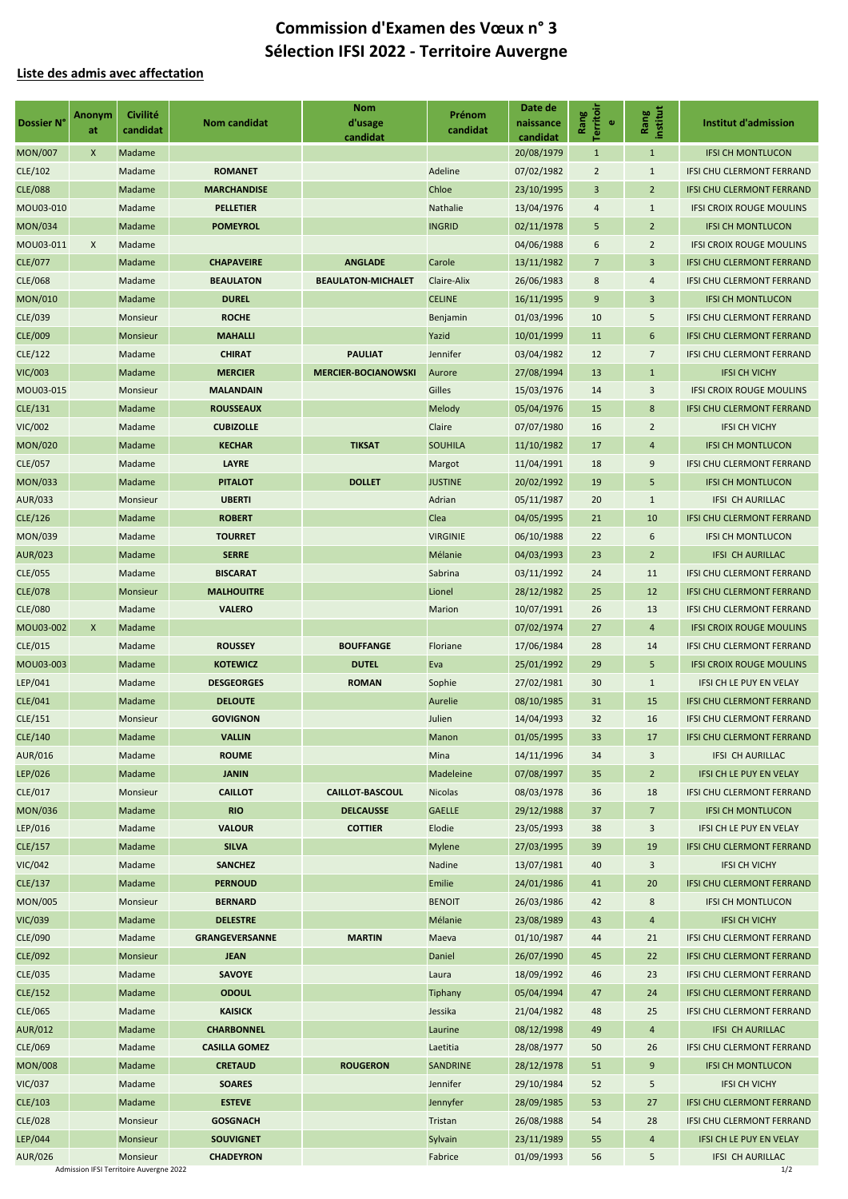# Commission d'Examen des Vœux n° 3
# Sélection IFSI 2022 - Territoire Auvergne

**Liste des admis avec affectation**

| Dossier N° | Anonymat | Civilité candidat | Nom candidat | Nom d'usage candidat | Prénom candidat | Date de naissance candidat | Rang Territoire | Rang institut | Institut d'admission |
|---|---|---|---|---|---|---|---|---|---|
| MON/007 | X | Madame | | | | 20/08/1979 | 1 | 1 | IFSI CH MONTLUCON |
| CLE/102 | | Madame | **ROMANET** | | Adeline | 07/02/1982 | 2 | 1 | IFSI CHU CLERMONT FERRAND |
| CLE/088 | | Madame | **MARCHANDISE** | | Chloe | 23/10/1995 | 3 | 2 | IFSI CHU CLERMONT FERRAND |
| MOU03-010 | | Madame | **PELLETIER** | | Nathalie | 13/04/1976 | 4 | 1 | IFSI CROIX ROUGE MOULINS |
| MON/034 | | Madame | **POMEYROL** | | INGRID | 02/11/1978 | 5 | 2 | IFSI CH MONTLUCON |
| MOU03-011 | X | Madame | | | | 04/06/1988 | 6 | 2 | IFSI CROIX ROUGE MOULINS |
| CLE/077 | | Madame | **CHAPAVEIRE** | **ANGLADE** | Carole | 13/11/1982 | 7 | 3 | IFSI CHU CLERMONT FERRAND |
| CLE/068 | | Madame | **BEAULATON** | **BEAULATON-MICHALET** | Claire-Alix | 26/06/1983 | 8 | 4 | IFSI CHU CLERMONT FERRAND |
| MON/010 | | Madame | **DUREL** | | CELINE | 16/11/1995 | 9 | 3 | IFSI CH MONTLUCON |
| CLE/039 | | Monsieur | **ROCHE** | | Benjamin | 01/03/1996 | 10 | 5 | IFSI CHU CLERMONT FERRAND |
| CLE/009 | | Monsieur | **MAHALLI** | | Yazid | 10/01/1999 | 11 | 6 | IFSI CHU CLERMONT FERRAND |
| CLE/122 | | Madame | **CHIRAT** | **PAULIAT** | Jennifer | 03/04/1982 | 12 | 7 | IFSI CHU CLERMONT FERRAND |
| VIC/003 | | Madame | **MERCIER** | **MERCIER-BOCIANOWSKI** | Aurore | 27/08/1994 | 13 | 1 | IFSI CH VICHY |
| MOU03-015 | | Monsieur | **MALANDAIN** | | Gilles | 15/03/1976 | 14 | 3 | IFSI CROIX ROUGE MOULINS |
| CLE/131 | | Madame | **ROUSSEAUX** | | Melody | 05/04/1976 | 15 | 8 | IFSI CHU CLERMONT FERRAND |
| VIC/002 | | Madame | **CUBIZOLLE** | | Claire | 07/07/1980 | 16 | 2 | IFSI CH VICHY |
| MON/020 | | Madame | **KECHAR** | **TIKSAT** | SOUHILA | 11/10/1982 | 17 | 4 | IFSI CH MONTLUCON |
| CLE/057 | | Madame | **LAYRE** | | Margot | 11/04/1991 | 18 | 9 | IFSI CHU CLERMONT FERRAND |
| MON/033 | | Madame | **PITALOT** | **DOLLET** | JUSTINE | 20/02/1992 | 19 | 5 | IFSI CH MONTLUCON |
| AUR/033 | | Monsieur | **UBERTI** | | Adrian | 05/11/1987 | 20 | 1 | IFSI CH AURILLAC |
| CLE/126 | | Madame | **ROBERT** | | Clea | 04/05/1995 | 21 | 10 | IFSI CHU CLERMONT FERRAND |
| MON/039 | | Madame | **TOURRET** | | VIRGINIE | 06/10/1988 | 22 | 6 | IFSI CH MONTLUCON |
| AUR/023 | | Madame | **SERRE** | | Mélanie | 04/03/1993 | 23 | 2 | IFSI CH AURILLAC |
| CLE/055 | | Madame | **BISCARAT** | | Sabrina | 03/11/1992 | 24 | 11 | IFSI CHU CLERMONT FERRAND |
| CLE/078 | | Monsieur | **MALHOUITRE** | | Lionel | 28/12/1982 | 25 | 12 | IFSI CHU CLERMONT FERRAND |
| CLE/080 | | Madame | **VALERO** | | Marion | 10/07/1991 | 26 | 13 | IFSI CHU CLERMONT FERRAND |
| MOU03-002 | X | Madame | | | | 07/02/1974 | 27 | 4 | IFSI CROIX ROUGE MOULINS |
| CLE/015 | | Madame | **ROUSSEY** | **BOUFFANGE** | Floriane | 17/06/1984 | 28 | 14 | IFSI CHU CLERMONT FERRAND |
| MOU03-003 | | Madame | **KOTEWICZ** | **DUTEL** | Eva | 25/01/1992 | 29 | 5 | IFSI CROIX ROUGE MOULINS |
| LEP/041 | | Madame | **DESGEORGES** | **ROMAN** | Sophie | 27/02/1981 | 30 | 1 | IFSI CH LE PUY EN VELAY |
| CLE/041 | | Madame | **DELOUTE** | | Aurelie | 08/10/1985 | 31 | 15 | IFSI CHU CLERMONT FERRAND |
| CLE/151 | | Monsieur | **GOVIGNON** | | Julien | 14/04/1993 | 32 | 16 | IFSI CHU CLERMONT FERRAND |
| CLE/140 | | Madame | **VALLIN** | | Manon | 01/05/1995 | 33 | 17 | IFSI CHU CLERMONT FERRAND |
| AUR/016 | | Madame | **ROUME** | | Mina | 14/11/1996 | 34 | 3 | IFSI CH AURILLAC |
| LEP/026 | | Madame | **JANIN** | | Madeleine | 07/08/1997 | 35 | 2 | IFSI CH LE PUY EN VELAY |
| CLE/017 | | Monsieur | **CAILLOT** | **CAILLOT-BASCOUL** | Nicolas | 08/03/1978 | 36 | 18 | IFSI CHU CLERMONT FERRAND |
| MON/036 | | Madame | **RIO** | **DELCAUSSE** | GAELLE | 29/12/1988 | 37 | 7 | IFSI CH MONTLUCON |
| LEP/016 | | Madame | **VALOUR** | **COTTIER** | Elodie | 23/05/1993 | 38 | 3 | IFSI CH LE PUY EN VELAY |
| CLE/157 | | Madame | **SILVA** | | Mylene | 27/03/1995 | 39 | 19 | IFSI CHU CLERMONT FERRAND |
| VIC/042 | | Madame | **SANCHEZ** | | Nadine | 13/07/1981 | 40 | 3 | IFSI CH VICHY |
| CLE/137 | | Madame | **PERNOUD** | | Emilie | 24/01/1986 | 41 | 20 | IFSI CHU CLERMONT FERRAND |
| MON/005 | | Monsieur | **BERNARD** | | BENOIT | 26/03/1986 | 42 | 8 | IFSI CH MONTLUCON |
| VIC/039 | | Madame | **DELESTRE** | | Mélanie | 23/08/1989 | 43 | 4 | IFSI CH VICHY |
| CLE/090 | | Madame | **GRANGEVERSANNE** | **MARTIN** | Maeva | 01/10/1987 | 44 | 21 | IFSI CHU CLERMONT FERRAND |
| CLE/092 | | Monsieur | **JEAN** | | Daniel | 26/07/1990 | 45 | 22 | IFSI CHU CLERMONT FERRAND |
| CLE/035 | | Madame | **SAVOYE** | | Laura | 18/09/1992 | 46 | 23 | IFSI CHU CLERMONT FERRAND |
| CLE/152 | | Madame | **ODOUL** | | Tiphany | 05/04/1994 | 47 | 24 | IFSI CHU CLERMONT FERRAND |
| CLE/065 | | Madame | **KAISICK** | | Jessika | 21/04/1982 | 48 | 25 | IFSI CHU CLERMONT FERRAND |
| AUR/012 | | Madame | **CHARBONNEL** | | Laurine | 08/12/1998 | 49 | 4 | IFSI CH AURILLAC |
| CLE/069 | | Madame | **CASILLA GOMEZ** | | Laetitia | 28/08/1977 | 50 | 26 | IFSI CHU CLERMONT FERRAND |
| MON/008 | | Madame | **CRETAUD** | **ROUGERON** | SANDRINE | 28/12/1978 | 51 | 9 | IFSI CH MONTLUCON |
| VIC/037 | | Madame | **SOARES** | | Jennifer | 29/10/1984 | 52 | 5 | IFSI CH VICHY |
| CLE/103 | | Madame | **ESTEVE** | | Jennyfer | 28/09/1985 | 53 | 27 | IFSI CHU CLERMONT FERRAND |
| CLE/028 | | Monsieur | **GOSGNACH** | | Tristan | 26/08/1988 | 54 | 28 | IFSI CHU CLERMONT FERRAND |
| LEP/044 | | Monsieur | **SOUVIGNET** | | Sylvain | 23/11/1989 | 55 | 4 | IFSI CH LE PUY EN VELAY |
| AUR/026 | | Monsieur | **CHADEYRON** | | Fabrice | 01/09/1993 | 56 | 5 | IFSI CH AURILLAC |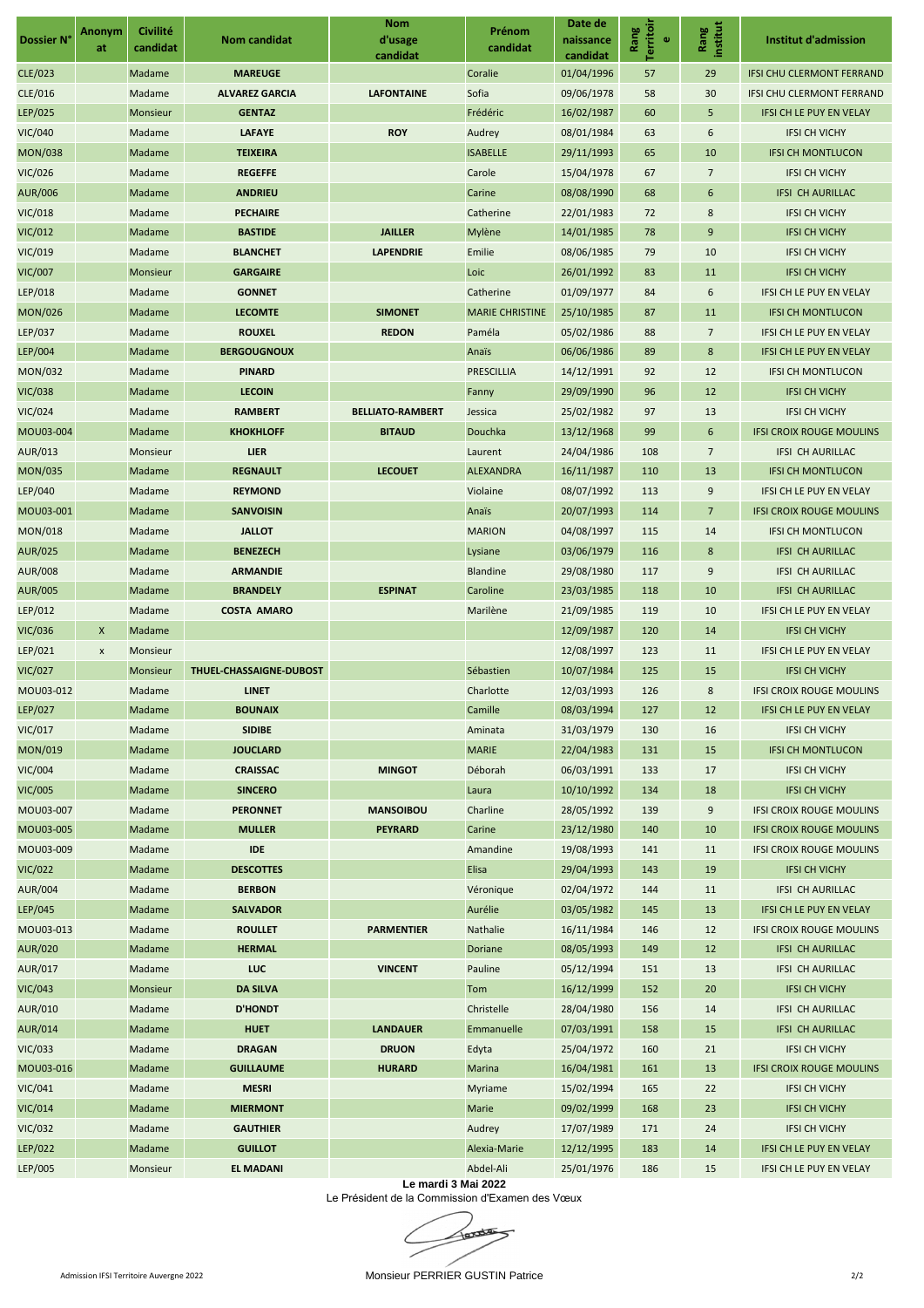| Dossier N° | Anonymat | Civilité candidat | Nom candidat | Nom d'usage candidat | Prénom candidat | Date de naissance candidat | Rang Territoire | Rang institut | Institut d'admission |
|---|---|---|---|---|---|---|---|---|---|
| CLE/023 | | Madame | MAREUGE | | Coralie | 01/04/1996 | 57 | 29 | IFSI CHU CLERMONT FERRAND |
| CLE/016 | | Madame | ALVAREZ GARCIA | LAFONTAINE | Sofia | 09/06/1978 | 58 | 30 | IFSI CHU CLERMONT FERRAND |
| LEP/025 | | Monsieur | GENTAZ | | Frédéric | 16/02/1987 | 60 | 5 | IFSI CH LE PUY EN VELAY |
| VIC/040 | | Madame | LAFAYE | ROY | Audrey | 08/01/1984 | 63 | 6 | IFSI CH VICHY |
| MON/038 | | Madame | TEIXEIRA | | ISABELLE | 29/11/1993 | 65 | 10 | IFSI CH MONTLUCON |
| VIC/026 | | Madame | REGEFFE | | Carole | 15/04/1978 | 67 | 7 | IFSI CH VICHY |
| AUR/006 | | Madame | ANDRIEU | | Carine | 08/08/1990 | 68 | 6 | IFSI CH AURILLAC |
| VIC/018 | | Madame | PECHAIRE | | Catherine | 22/01/1983 | 72 | 8 | IFSI CH VICHY |
| VIC/012 | | Madame | BASTIDE | JAILLER | Mylène | 14/01/1985 | 78 | 9 | IFSI CH VICHY |
| VIC/019 | | Madame | BLANCHET | LAPENDRIE | Emilie | 08/06/1985 | 79 | 10 | IFSI CH VICHY |
| VIC/007 | | Monsieur | GARGAIRE | | Loic | 26/01/1992 | 83 | 11 | IFSI CH VICHY |
| LEP/018 | | Madame | GONNET | | Catherine | 01/09/1977 | 84 | 6 | IFSI CH LE PUY EN VELAY |
| MON/026 | | Madame | LECOMTE | SIMONET | MARIE CHRISTINE | 25/10/1985 | 87 | 11 | IFSI CH MONTLUCON |
| LEP/037 | | Madame | ROUXEL | REDON | Paméla | 05/02/1986 | 88 | 7 | IFSI CH LE PUY EN VELAY |
| LEP/004 | | Madame | BERGOUGNOUX | | Anaïs | 06/06/1986 | 89 | 8 | IFSI CH LE PUY EN VELAY |
| MON/032 | | Madame | PINARD | | PRESCILLIA | 14/12/1991 | 92 | 12 | IFSI CH MONTLUCON |
| VIC/038 | | Madame | LECOIN | | Fanny | 29/09/1990 | 96 | 12 | IFSI CH VICHY |
| VIC/024 | | Madame | RAMBERT | BELLIATO-RAMBERT | Jessica | 25/02/1982 | 97 | 13 | IFSI CH VICHY |
| MOU03-004 | | Madame | KHOKHLOFF | BITAUD | Douchka | 13/12/1968 | 99 | 6 | IFSI CROIX ROUGE MOULINS |
| AUR/013 | | Monsieur | LIER | | Laurent | 24/04/1986 | 108 | 7 | IFSI CH AURILLAC |
| MON/035 | | Madame | REGNAULT | LECOUET | ALEXANDRA | 16/11/1987 | 110 | 13 | IFSI CH MONTLUCON |
| LEP/040 | | Madame | REYMOND | | Violaine | 08/07/1992 | 113 | 9 | IFSI CH LE PUY EN VELAY |
| MOU03-001 | | Madame | SANVOISIN | | Anaïs | 20/07/1993 | 114 | 7 | IFSI CROIX ROUGE MOULINS |
| MON/018 | | Madame | JALLOT | | MARION | 04/08/1997 | 115 | 14 | IFSI CH MONTLUCON |
| AUR/025 | | Madame | BENEZECH | | Lysiane | 03/06/1979 | 116 | 8 | IFSI CH AURILLAC |
| AUR/008 | | Madame | ARMANDIE | | Blandine | 29/08/1980 | 117 | 9 | IFSI CH AURILLAC |
| AUR/005 | | Madame | BRANDELY | ESPINAT | Caroline | 23/03/1985 | 118 | 10 | IFSI CH AURILLAC |
| LEP/012 | | Madame | COSTA AMARO | | Marilène | 21/09/1985 | 119 | 10 | IFSI CH LE PUY EN VELAY |
| VIC/036 | X | Madame | | | | 12/09/1987 | 120 | 14 | IFSI CH VICHY |
| LEP/021 | x | Monsieur | | | | 12/08/1997 | 123 | 11 | IFSI CH LE PUY EN VELAY |
| VIC/027 | | Monsieur | THUEL-CHASSAIGNE-DUBOST | | Sébastien | 10/07/1984 | 125 | 15 | IFSI CH VICHY |
| MOU03-012 | | Madame | LINET | | Charlotte | 12/03/1993 | 126 | 8 | IFSI CROIX ROUGE MOULINS |
| LEP/027 | | Madame | BOUNAIX | | Camille | 08/03/1994 | 127 | 12 | IFSI CH LE PUY EN VELAY |
| VIC/017 | | Madame | SIDIBE | | Aminata | 31/03/1979 | 130 | 16 | IFSI CH VICHY |
| MON/019 | | Madame | JOUCLARD | | MARIE | 22/04/1983 | 131 | 15 | IFSI CH MONTLUCON |
| VIC/004 | | Madame | CRAISSAC | MINGOT | Déborah | 06/03/1991 | 133 | 17 | IFSI CH VICHY |
| VIC/005 | | Madame | SINCERO | | Laura | 10/10/1992 | 134 | 18 | IFSI CH VICHY |
| MOU03-007 | | Madame | PERONNET | MANSOIBOU | Charline | 28/05/1992 | 139 | 9 | IFSI CROIX ROUGE MOULINS |
| MOU03-005 | | Madame | MULLER | PEYRARD | Carine | 23/12/1980 | 140 | 10 | IFSI CROIX ROUGE MOULINS |
| MOU03-009 | | Madame | IDE | | Amandine | 19/08/1993 | 141 | 11 | IFSI CROIX ROUGE MOULINS |
| VIC/022 | | Madame | DESCOTTES | | Elisa | 29/04/1993 | 143 | 19 | IFSI CH VICHY |
| AUR/004 | | Madame | BERBON | | Véronique | 02/04/1972 | 144 | 11 | IFSI CH AURILLAC |
| LEP/045 | | Madame | SALVADOR | | Aurélie | 03/05/1982 | 145 | 13 | IFSI CH LE PUY EN VELAY |
| MOU03-013 | | Madame | ROULLET | PARMENTIER | Nathalie | 16/11/1984 | 146 | 12 | IFSI CROIX ROUGE MOULINS |
| AUR/020 | | Madame | HERMAL | | Doriane | 08/05/1993 | 149 | 12 | IFSI CH AURILLAC |
| AUR/017 | | Madame | LUC | VINCENT | Pauline | 05/12/1994 | 151 | 13 | IFSI CH AURILLAC |
| VIC/043 | | Monsieur | DA SILVA | | Tom | 16/12/1999 | 152 | 20 | IFSI CH VICHY |
| AUR/010 | | Madame | D'HONDT | | Christelle | 28/04/1980 | 156 | 14 | IFSI CH AURILLAC |
| AUR/014 | | Madame | HUET | LANDAUER | Emmanuelle | 07/03/1991 | 158 | 15 | IFSI CH AURILLAC |
| VIC/033 | | Madame | DRAGAN | DRUON | Edyta | 25/04/1972 | 160 | 21 | IFSI CH VICHY |
| MOU03-016 | | Madame | GUILLAUME | HURARD | Marina | 16/04/1981 | 161 | 13 | IFSI CROIX ROUGE MOULINS |
| VIC/041 | | Madame | MESRI | | Myriame | 15/02/1994 | 165 | 22 | IFSI CH VICHY |
| VIC/014 | | Madame | MIERMONT | | Marie | 09/02/1999 | 168 | 23 | IFSI CH VICHY |
| VIC/032 | | Madame | GAUTHIER | | Audrey | 17/07/1989 | 171 | 24 | IFSI CH VICHY |
| LEP/022 | | Madame | GUILLOT | | Alexia-Marie | 12/12/1995 | 183 | 14 | IFSI CH LE PUY EN VELAY |
| LEP/005 | | Monsieur | EL MADANI | | Abdel-Ali | 25/01/1976 | 186 | 15 | IFSI CH LE PUY EN VELAY |

**Le mardi 3 Mai 2022**

Le Président de la Commission d'Examen des Vœux

Monsieur PERRIER GUSTIN Patrice